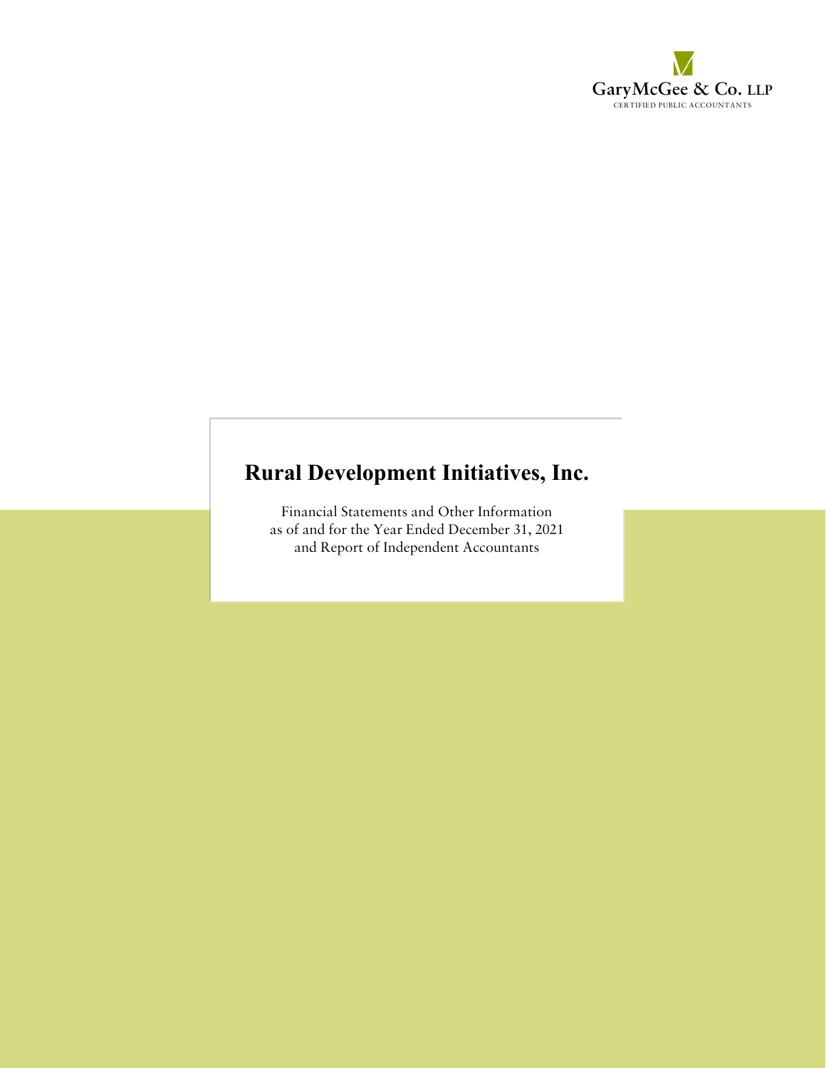GaryMcGee & Co. LLP
CERTIFIED PUBLIC ACCOUNTANTS

# Rural Development Initiatives, Inc.

Financial Statements and Other Information
as of and for the Year Ended December 31, 2021
and Report of Independent Accountants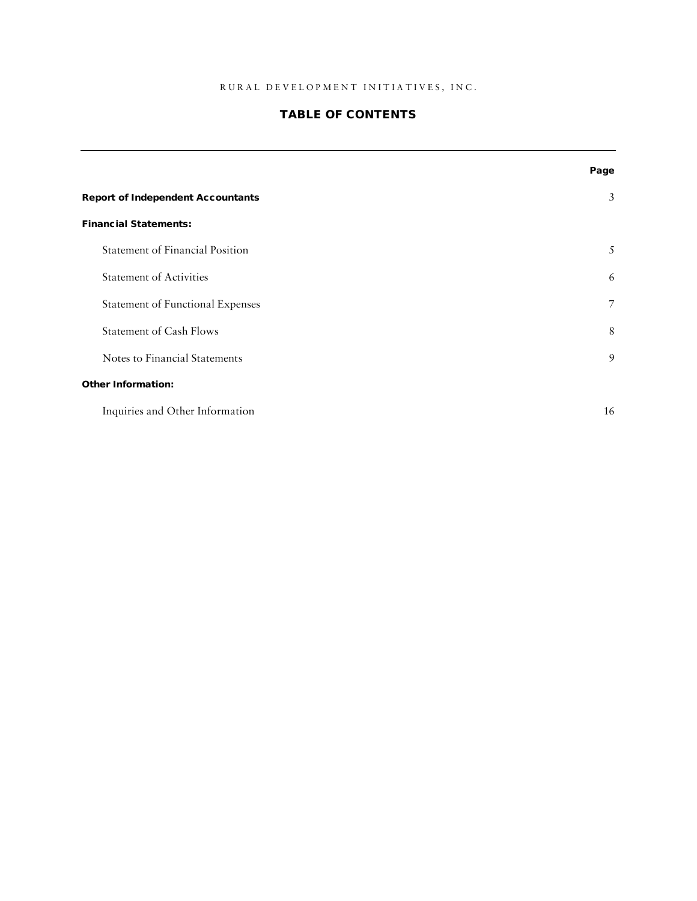RURAL DEVELOPMENT INITIATIVES, INC.

# TABLE OF CONTENTS

| | Page |
|---|---|
| **Report of Independent Accountants** | 3 |
| **Financial Statements:** | |
| Statement of Financial Position | 5 |
| Statement of Activities | 6 |
| Statement of Functional Expenses | 7 |
| Statement of Cash Flows | 8 |
| Notes to Financial Statements | 9 |
| **Other Information:** | |
| Inquiries and Other Information | 16 |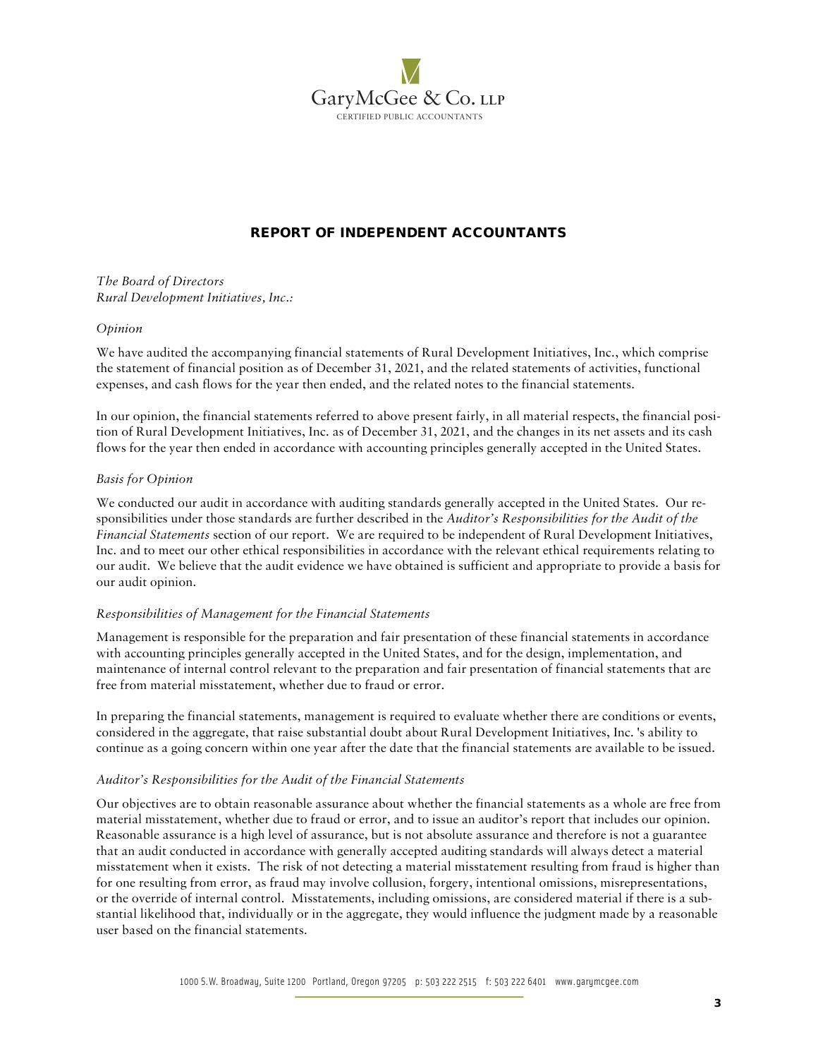# REPORT OF INDEPENDENT ACCOUNTANTS

*The Board of Directors*
*Rural Development Initiatives, Inc.:*

*Opinion*

We have audited the accompanying financial statements of Rural Development Initiatives, Inc., which comprise the statement of financial position as of December 31, 2021, and the related statements of activities, functional expenses, and cash flows for the year then ended, and the related notes to the financial statements.

In our opinion, the financial statements referred to above present fairly, in all material respects, the financial position of Rural Development Initiatives, Inc. as of December 31, 2021, and the changes in its net assets and its cash flows for the year then ended in accordance with accounting principles generally accepted in the United States.

*Basis for Opinion*

We conducted our audit in accordance with auditing standards generally accepted in the United States. Our responsibilities under those standards are further described in the *Auditor's Responsibilities for the Audit of the Financial Statements* section of our report. We are required to be independent of Rural Development Initiatives, Inc. and to meet our other ethical responsibilities in accordance with the relevant ethical requirements relating to our audit. We believe that the audit evidence we have obtained is sufficient and appropriate to provide a basis for our audit opinion.

*Responsibilities of Management for the Financial Statements*

Management is responsible for the preparation and fair presentation of these financial statements in accordance with accounting principles generally accepted in the United States, and for the design, implementation, and maintenance of internal control relevant to the preparation and fair presentation of financial statements that are free from material misstatement, whether due to fraud or error.

In preparing the financial statements, management is required to evaluate whether there are conditions or events, considered in the aggregate, that raise substantial doubt about Rural Development Initiatives, Inc. 's ability to continue as a going concern within one year after the date that the financial statements are available to be issued.

*Auditor's Responsibilities for the Audit of the Financial Statements*

Our objectives are to obtain reasonable assurance about whether the financial statements as a whole are free from material misstatement, whether due to fraud or error, and to issue an auditor's report that includes our opinion. Reasonable assurance is a high level of assurance, but is not absolute assurance and therefore is not a guarantee that an audit conducted in accordance with generally accepted auditing standards will always detect a material misstatement when it exists. The risk of not detecting a material misstatement resulting from fraud is higher than for one resulting from error, as fraud may involve collusion, forgery, intentional omissions, misrepresentations, or the override of internal control. Misstatements, including omissions, are considered material if there is a substantial likelihood that, individually or in the aggregate, they would influence the judgment made by a reasonable user based on the financial statements.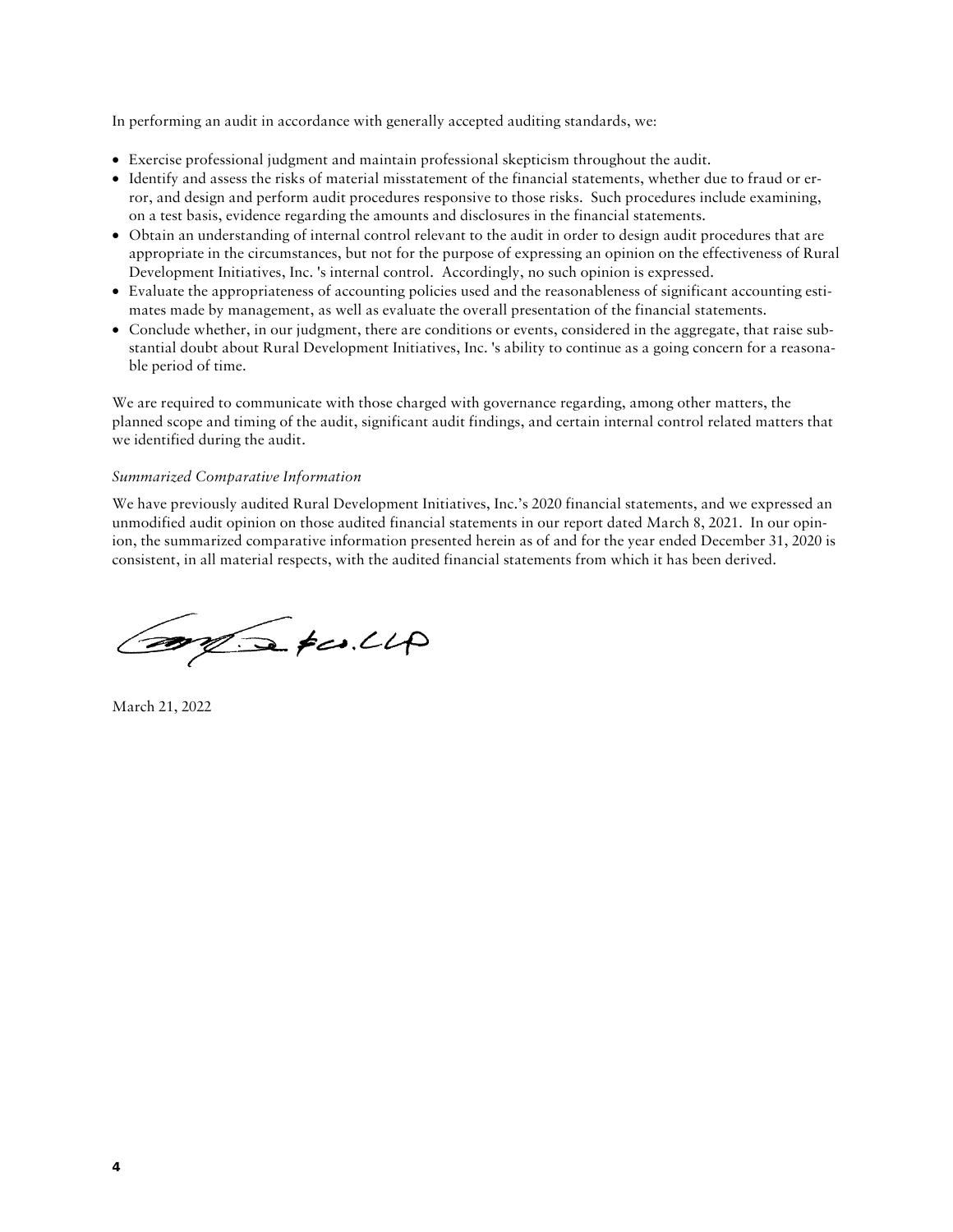In performing an audit in accordance with generally accepted auditing standards, we:

- Exercise professional judgment and maintain professional skepticism throughout the audit.
- Identify and assess the risks of material misstatement of the financial statements, whether due to fraud or error, and design and perform audit procedures responsive to those risks. Such procedures include examining, on a test basis, evidence regarding the amounts and disclosures in the financial statements.
- Obtain an understanding of internal control relevant to the audit in order to design audit procedures that are appropriate in the circumstances, but not for the purpose of expressing an opinion on the effectiveness of Rural Development Initiatives, Inc. 's internal control. Accordingly, no such opinion is expressed.
- Evaluate the appropriateness of accounting policies used and the reasonableness of significant accounting estimates made by management, as well as evaluate the overall presentation of the financial statements.
- Conclude whether, in our judgment, there are conditions or events, considered in the aggregate, that raise substantial doubt about Rural Development Initiatives, Inc. 's ability to continue as a going concern for a reasonable period of time.

We are required to communicate with those charged with governance regarding, among other matters, the planned scope and timing of the audit, significant audit findings, and certain internal control related matters that we identified during the audit.

*Summarized Comparative Information*

We have previously audited Rural Development Initiatives, Inc.'s 2020 financial statements, and we expressed an unmodified audit opinion on those audited financial statements in our report dated March 8, 2021. In our opinion, the summarized comparative information presented herein as of and for the year ended December 31, 2020 is consistent, in all material respects, with the audited financial statements from which it has been derived.

March 21, 2022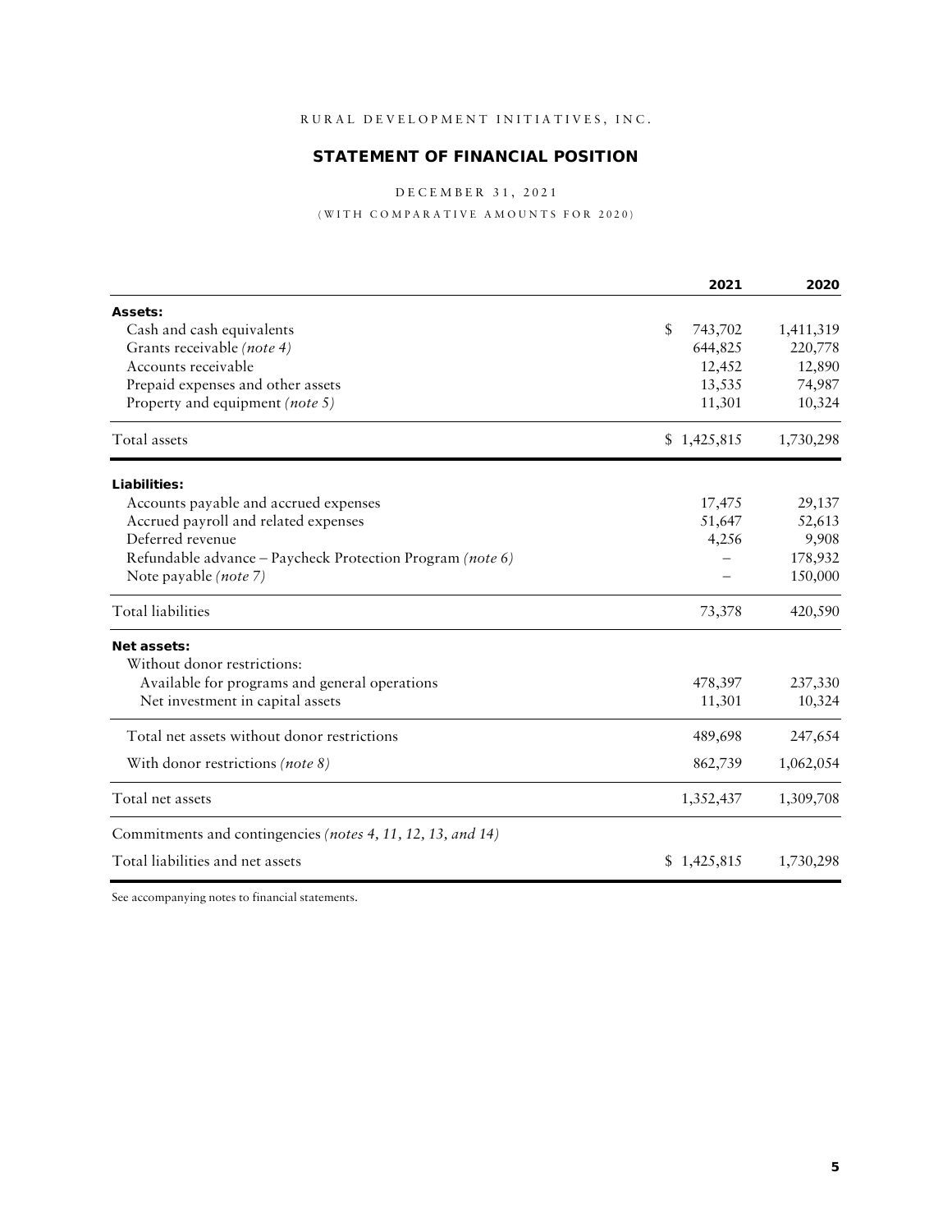RURAL DEVELOPMENT INITIATIVES, INC.

# STATEMENT OF FINANCIAL POSITION

DECEMBER 31, 2021

(WITH COMPARATIVE AMOUNTS FOR 2020)

| | 2021 | 2020 |
|---|---|---|
| **Assets:** | | |
| Cash and cash equivalents | $ 743,702 | 1,411,319 |
| Grants receivable *(note 4)* | 644,825 | 220,778 |
| Accounts receivable | 12,452 | 12,890 |
| Prepaid expenses and other assets | 13,535 | 74,987 |
| Property and equipment *(note 5)* | 11,301 | 10,324 |
| Total assets | $ 1,425,815 | 1,730,298 |
| **Liabilities:** | | |
| Accounts payable and accrued expenses | 17,475 | 29,137 |
| Accrued payroll and related expenses | 51,647 | 52,613 |
| Deferred revenue | 4,256 | 9,908 |
| Refundable advance – Paycheck Protection Program *(note 6)* | – | 178,932 |
| Note payable *(note 7)* | – | 150,000 |
| Total liabilities | 73,378 | 420,590 |
| **Net assets:** | | |
| Without donor restrictions: | | |
| Available for programs and general operations | 478,397 | 237,330 |
| Net investment in capital assets | 11,301 | 10,324 |
| Total net assets without donor restrictions | 489,698 | 247,654 |
| With donor restrictions *(note 8)* | 862,739 | 1,062,054 |
| Total net assets | 1,352,437 | 1,309,708 |
| Commitments and contingencies *(notes 4, 11, 12, 13, and 14)* | | |
| Total liabilities and net assets | $ 1,425,815 | 1,730,298 |

See accompanying notes to financial statements.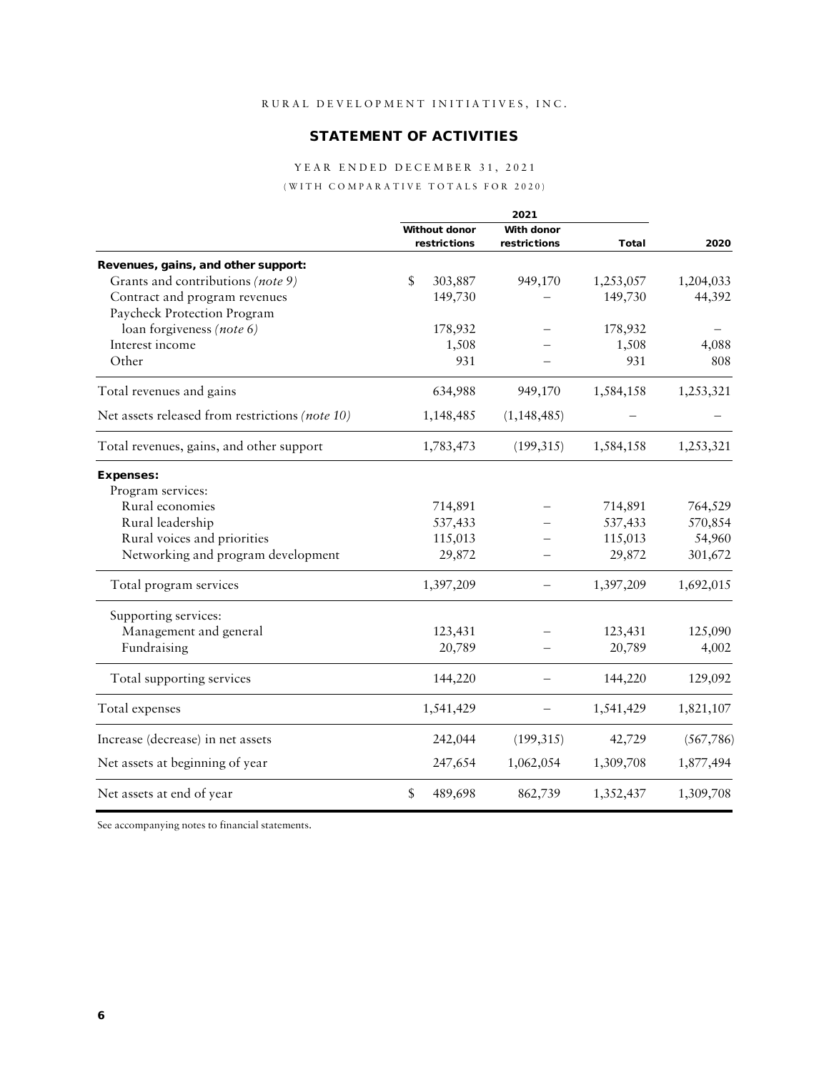RURAL DEVELOPMENT INITIATIVES, INC.

## STATEMENT OF ACTIVITIES

YEAR ENDED DECEMBER 31, 2021

(WITH COMPARATIVE TOTALS FOR 2020)

| | 2021 | | | |
|---|---|---|---|---|
| | Without donor restrictions | With donor restrictions | Total | 2020 |
| **Revenues, gains, and other support:** | | | | |
| Grants and contributions *(note 9)* | $ 303,887 | 949,170 | 1,253,057 | 1,204,033 |
| Contract and program revenues | 149,730 | – | 149,730 | 44,392 |
| Paycheck Protection Program loan forgiveness *(note 6)* | 178,932 | – | 178,932 | – |
| Interest income | 1,508 | – | 1,508 | 4,088 |
| Other | 931 | – | 931 | 808 |
| Total revenues and gains | 634,988 | 949,170 | 1,584,158 | 1,253,321 |
| Net assets released from restrictions *(note 10)* | 1,148,485 | (1,148,485) | – | – |
| Total revenues, gains, and other support | 1,783,473 | (199,315) | 1,584,158 | 1,253,321 |
| **Expenses:** | | | | |
| Program services: | | | | |
| Rural economies | 714,891 | – | 714,891 | 764,529 |
| Rural leadership | 537,433 | – | 537,433 | 570,854 |
| Rural voices and priorities | 115,013 | – | 115,013 | 54,960 |
| Networking and program development | 29,872 | – | 29,872 | 301,672 |
| Total program services | 1,397,209 | – | 1,397,209 | 1,692,015 |
| Supporting services: | | | | |
| Management and general | 123,431 | – | 123,431 | 125,090 |
| Fundraising | 20,789 | – | 20,789 | 4,002 |
| Total supporting services | 144,220 | – | 144,220 | 129,092 |
| Total expenses | 1,541,429 | – | 1,541,429 | 1,821,107 |
| Increase (decrease) in net assets | 242,044 | (199,315) | 42,729 | (567,786) |
| Net assets at beginning of year | 247,654 | 1,062,054 | 1,309,708 | 1,877,494 |
| Net assets at end of year | $ 489,698 | 862,739 | 1,352,437 | 1,309,708 |

See accompanying notes to financial statements.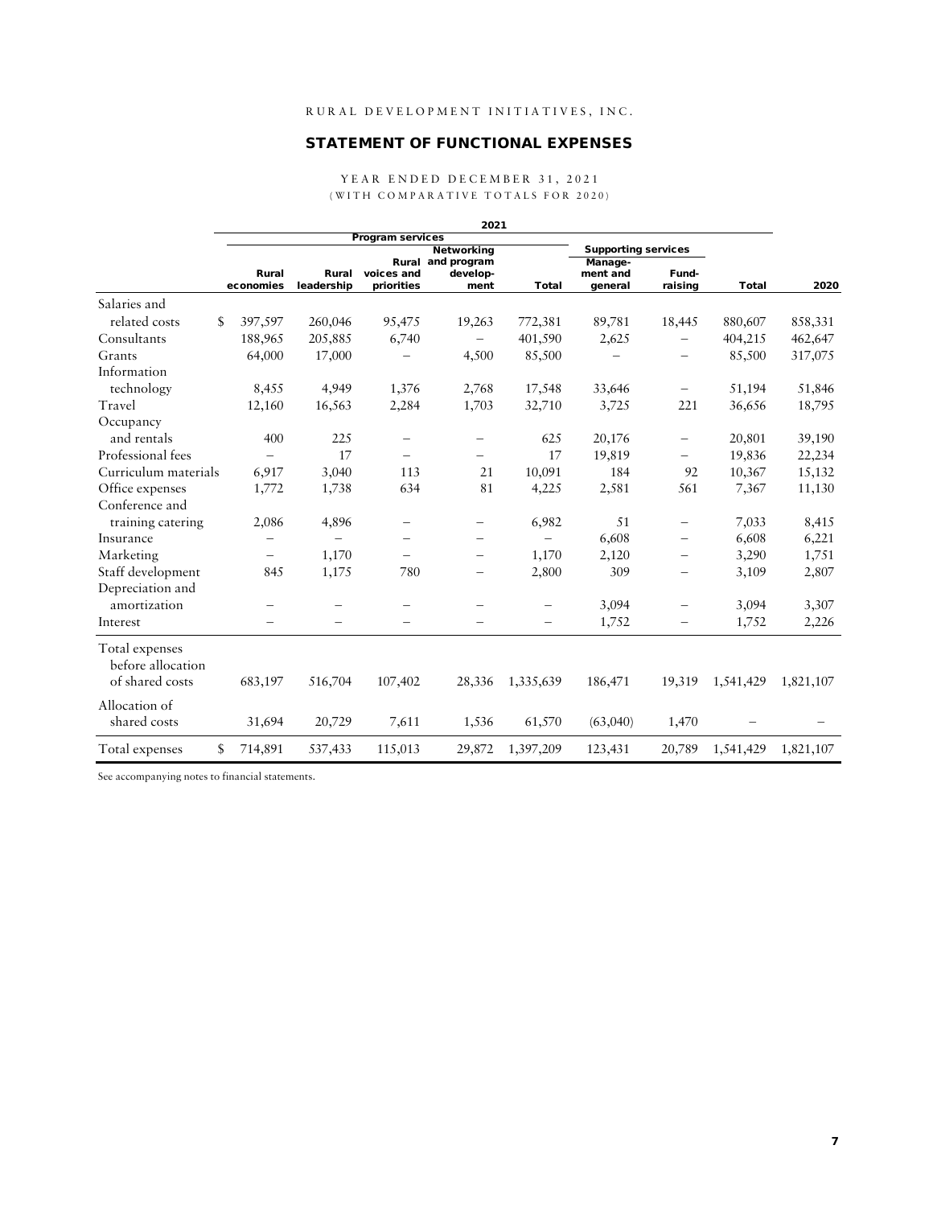RURAL DEVELOPMENT INITIATIVES, INC.

## STATEMENT OF FUNCTIONAL EXPENSES

YEAR ENDED DECEMBER 31, 2021
(WITH COMPARATIVE TOTALS FOR 2020)

| | 2021 | | | | | | | | |
|---|---|---|---|---|---|---|---|---|---|
| | Program services | | | | | Supporting services | | | |
| | Rural economies | Rural leadership | Rural voices and priorities | Networking and program develop-ment | Total | Manage-ment and general | Fund-raising | Total | 2020 |
| Salaries and related costs | $ 397,597 | 260,046 | 95,475 | 19,263 | 772,381 | 89,781 | 18,445 | 880,607 | 858,331 |
| Consultants | 188,965 | 205,885 | 6,740 | – | 401,590 | 2,625 | – | 404,215 | 462,647 |
| Grants | 64,000 | 17,000 | – | 4,500 | 85,500 | – | – | 85,500 | 317,075 |
| Information technology | 8,455 | 4,949 | 1,376 | 2,768 | 17,548 | 33,646 | – | 51,194 | 51,846 |
| Travel | 12,160 | 16,563 | 2,284 | 1,703 | 32,710 | 3,725 | 221 | 36,656 | 18,795 |
| Occupancy and rentals | 400 | 225 | – | – | 625 | 20,176 | – | 20,801 | 39,190 |
| Professional fees | – | 17 | – | – | 17 | 19,819 | – | 19,836 | 22,234 |
| Curriculum materials | 6,917 | 3,040 | 113 | 21 | 10,091 | 184 | 92 | 10,367 | 15,132 |
| Office expenses | 1,772 | 1,738 | 634 | 81 | 4,225 | 2,581 | 561 | 7,367 | 11,130 |
| Conference and training catering | 2,086 | 4,896 | – | – | 6,982 | 51 | – | 7,033 | 8,415 |
| Insurance | – | – | – | – | – | 6,608 | – | 6,608 | 6,221 |
| Marketing | – | 1,170 | – | – | 1,170 | 2,120 | – | 3,290 | 1,751 |
| Staff development | 845 | 1,175 | 780 | – | 2,800 | 309 | – | 3,109 | 2,807 |
| Depreciation and amortization | – | – | – | – | – | 3,094 | – | 3,094 | 3,307 |
| Interest | – | – | – | – | – | 1,752 | – | 1,752 | 2,226 |
| Total expenses before allocation of shared costs | 683,197 | 516,704 | 107,402 | 28,336 | 1,335,639 | 186,471 | 19,319 | 1,541,429 | 1,821,107 |
| Allocation of shared costs | 31,694 | 20,729 | 7,611 | 1,536 | 61,570 | (63,040) | 1,470 | – | – |
| Total expenses | $ 714,891 | 537,433 | 115,013 | 29,872 | 1,397,209 | 123,431 | 20,789 | 1,541,429 | 1,821,107 |

See accompanying notes to financial statements.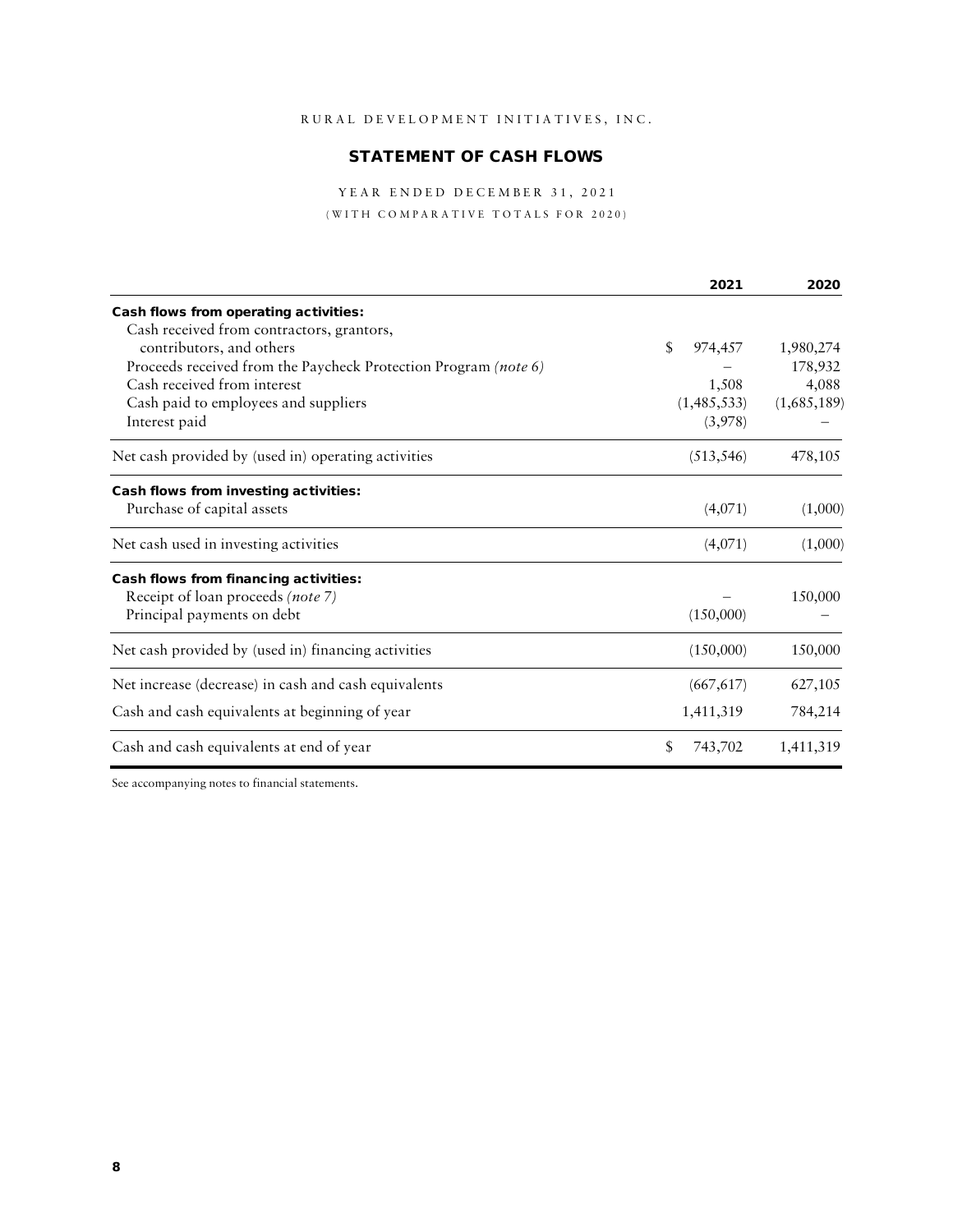RURAL DEVELOPMENT INITIATIVES, INC.

## STATEMENT OF CASH FLOWS

YEAR ENDED DECEMBER 31, 2021

(WITH COMPARATIVE TOTALS FOR 2020)

| | 2021 | 2020 |
|---|---|---|
| **Cash flows from operating activities:** | | |
| Cash received from contractors, grantors, contributors, and others | $ 974,457 | 1,980,274 |
| Proceeds received from the Paycheck Protection Program *(note 6)* | – | 178,932 |
| Cash received from interest | 1,508 | 4,088 |
| Cash paid to employees and suppliers | (1,485,533) | (1,685,189) |
| Interest paid | (3,978) | – |
| Net cash provided by (used in) operating activities | (513,546) | 478,105 |
| **Cash flows from investing activities:** | | |
| Purchase of capital assets | (4,071) | (1,000) |
| Net cash used in investing activities | (4,071) | (1,000) |
| **Cash flows from financing activities:** | | |
| Receipt of loan proceeds *(note 7)* | – | 150,000 |
| Principal payments on debt | (150,000) | – |
| Net cash provided by (used in) financing activities | (150,000) | 150,000 |
| Net increase (decrease) in cash and cash equivalents | (667,617) | 627,105 |
| Cash and cash equivalents at beginning of year | 1,411,319 | 784,214 |
| Cash and cash equivalents at end of year | $ 743,702 | 1,411,319 |

See accompanying notes to financial statements.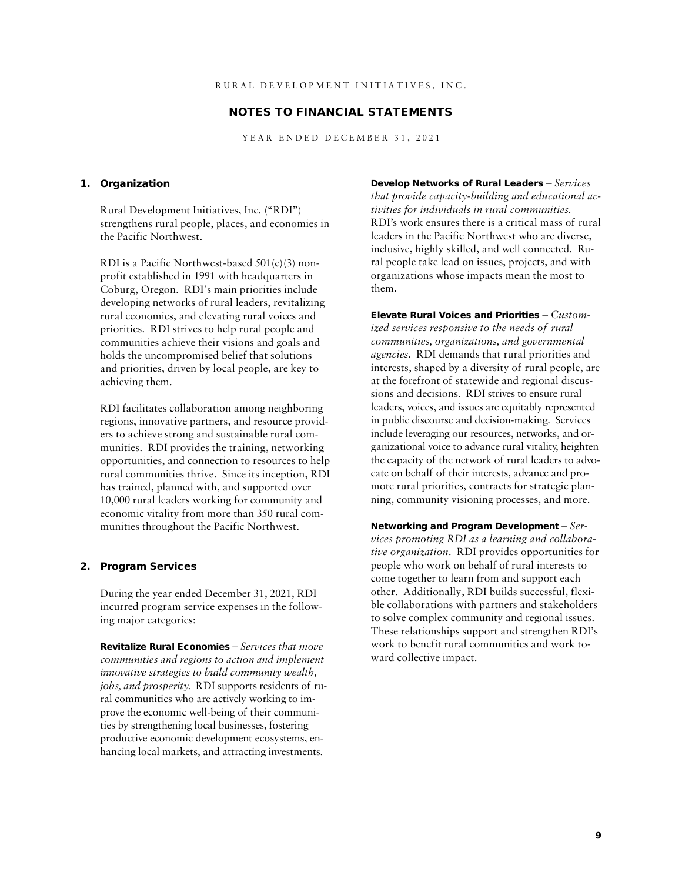RURAL DEVELOPMENT INITIATIVES, INC.

# NOTES TO FINANCIAL STATEMENTS

YEAR ENDED DECEMBER 31, 2021

## 1. Organization

Rural Development Initiatives, Inc. ("RDI") strengthens rural people, places, and economies in the Pacific Northwest.

RDI is a Pacific Northwest-based 501(c)(3) nonprofit established in 1991 with headquarters in Coburg, Oregon. RDI's main priorities include developing networks of rural leaders, revitalizing rural economies, and elevating rural voices and priorities. RDI strives to help rural people and communities achieve their visions and goals and holds the uncompromised belief that solutions and priorities, driven by local people, are key to achieving them.

RDI facilitates collaboration among neighboring regions, innovative partners, and resource providers to achieve strong and sustainable rural communities. RDI provides the training, networking opportunities, and connection to resources to help rural communities thrive. Since its inception, RDI has trained, planned with, and supported over 10,000 rural leaders working for community and economic vitality from more than 350 rural communities throughout the Pacific Northwest.

## 2. Program Services

During the year ended December 31, 2021, RDI incurred program service expenses in the following major categories:

**Revitalize Rural Economies** – *Services that move communities and regions to action and implement innovative strategies to build community wealth, jobs, and prosperity.* RDI supports residents of rural communities who are actively working to improve the economic well-being of their communities by strengthening local businesses, fostering productive economic development ecosystems, enhancing local markets, and attracting investments.

**Develop Networks of Rural Leaders** – *Services that provide capacity-building and educational activities for individuals in rural communities.* RDI's work ensures there is a critical mass of rural leaders in the Pacific Northwest who are diverse, inclusive, highly skilled, and well connected. Rural people take lead on issues, projects, and with organizations whose impacts mean the most to them.

**Elevate Rural Voices and Priorities** – *Customized services responsive to the needs of rural communities, organizations, and governmental agencies.* RDI demands that rural priorities and interests, shaped by a diversity of rural people, are at the forefront of statewide and regional discussions and decisions. RDI strives to ensure rural leaders, voices, and issues are equitably represented in public discourse and decision-making. Services include leveraging our resources, networks, and organizational voice to advance rural vitality, heighten the capacity of the network of rural leaders to advocate on behalf of their interests, advance and promote rural priorities, contracts for strategic planning, community visioning processes, and more.

**Networking and Program Development** – *Services promoting RDI as a learning and collaborative organization.* RDI provides opportunities for people who work on behalf of rural interests to come together to learn from and support each other. Additionally, RDI builds successful, flexible collaborations with partners and stakeholders to solve complex community and regional issues. These relationships support and strengthen RDI's work to benefit rural communities and work toward collective impact.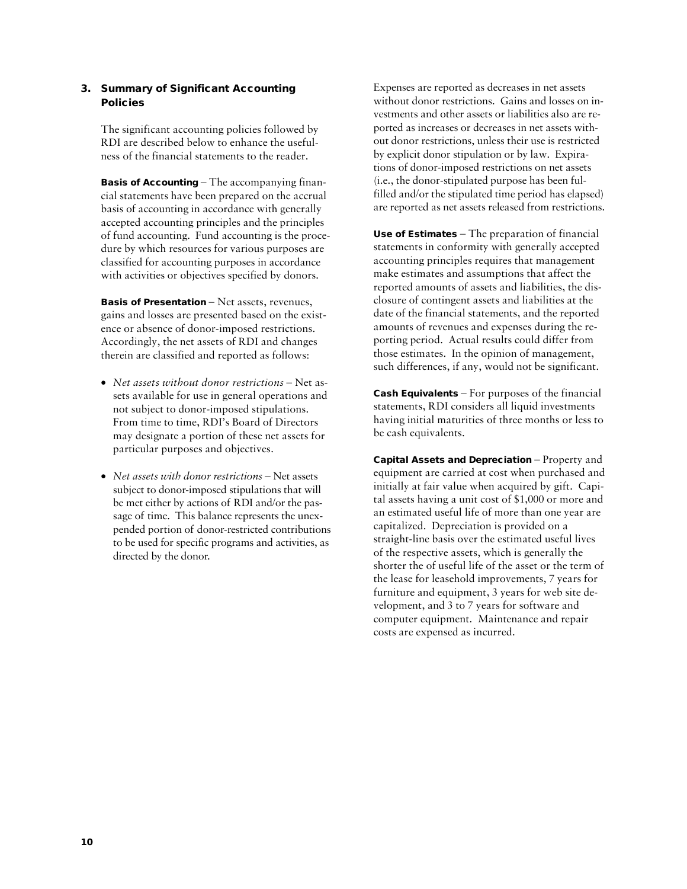## 3. Summary of Significant Accounting Policies

The significant accounting policies followed by RDI are described below to enhance the usefulness of the financial statements to the reader.

**Basis of Accounting** – The accompanying financial statements have been prepared on the accrual basis of accounting in accordance with generally accepted accounting principles and the principles of fund accounting. Fund accounting is the procedure by which resources for various purposes are classified for accounting purposes in accordance with activities or objectives specified by donors.

**Basis of Presentation** – Net assets, revenues, gains and losses are presented based on the existence or absence of donor-imposed restrictions. Accordingly, the net assets of RDI and changes therein are classified and reported as follows:

- *Net assets without donor restrictions* – Net assets available for use in general operations and not subject to donor-imposed stipulations. From time to time, RDI's Board of Directors may designate a portion of these net assets for particular purposes and objectives.
- *Net assets with donor restrictions* – Net assets subject to donor-imposed stipulations that will be met either by actions of RDI and/or the passage of time. This balance represents the unexpended portion of donor-restricted contributions to be used for specific programs and activities, as directed by the donor.

Expenses are reported as decreases in net assets without donor restrictions. Gains and losses on investments and other assets or liabilities also are reported as increases or decreases in net assets without donor restrictions, unless their use is restricted by explicit donor stipulation or by law. Expirations of donor-imposed restrictions on net assets (i.e., the donor-stipulated purpose has been fulfilled and/or the stipulated time period has elapsed) are reported as net assets released from restrictions.

**Use of Estimates** – The preparation of financial statements in conformity with generally accepted accounting principles requires that management make estimates and assumptions that affect the reported amounts of assets and liabilities, the disclosure of contingent assets and liabilities at the date of the financial statements, and the reported amounts of revenues and expenses during the reporting period. Actual results could differ from those estimates. In the opinion of management, such differences, if any, would not be significant.

**Cash Equivalents** – For purposes of the financial statements, RDI considers all liquid investments having initial maturities of three months or less to be cash equivalents.

**Capital Assets and Depreciation** – Property and equipment are carried at cost when purchased and initially at fair value when acquired by gift. Capital assets having a unit cost of $1,000 or more and an estimated useful life of more than one year are capitalized. Depreciation is provided on a straight-line basis over the estimated useful lives of the respective assets, which is generally the shorter the of useful life of the asset or the term of the lease for leasehold improvements, 7 years for furniture and equipment, 3 years for web site development, and 3 to 7 years for software and computer equipment. Maintenance and repair costs are expensed as incurred.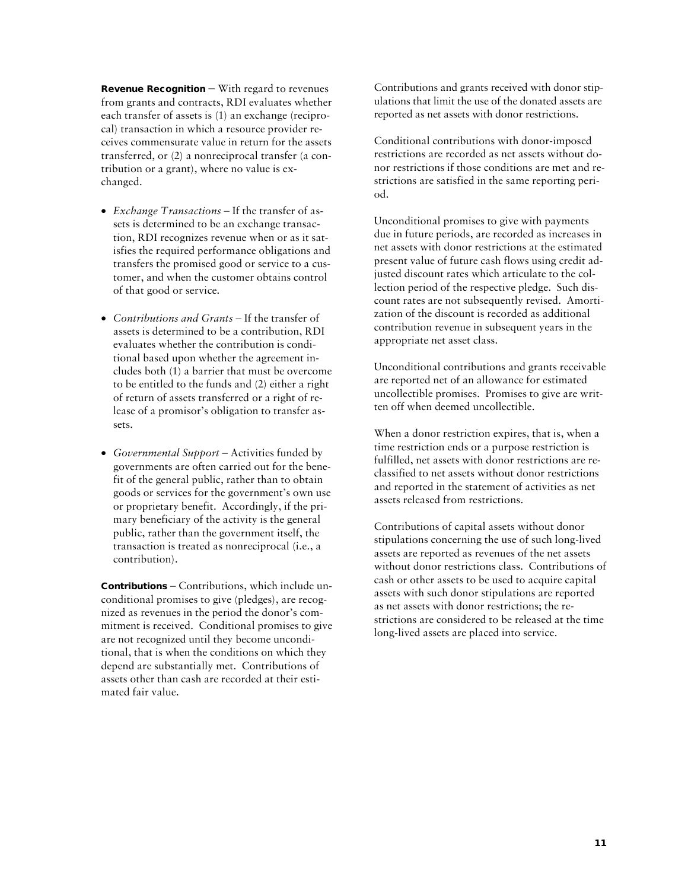**Revenue Recognition** – With regard to revenues from grants and contracts, RDI evaluates whether each transfer of assets is (1) an exchange (reciprocal) transaction in which a resource provider receives commensurate value in return for the assets transferred, or (2) a nonreciprocal transfer (a contribution or a grant), where no value is exchanged.

- *Exchange Transactions* – If the transfer of assets is determined to be an exchange transaction, RDI recognizes revenue when or as it satisfies the required performance obligations and transfers the promised good or service to a customer, and when the customer obtains control of that good or service.
- *Contributions and Grants* – If the transfer of assets is determined to be a contribution, RDI evaluates whether the contribution is conditional based upon whether the agreement includes both (1) a barrier that must be overcome to be entitled to the funds and (2) either a right of return of assets transferred or a right of release of a promisor's obligation to transfer assets.
- *Governmental Support* – Activities funded by governments are often carried out for the benefit of the general public, rather than to obtain goods or services for the government's own use or proprietary benefit. Accordingly, if the primary beneficiary of the activity is the general public, rather than the government itself, the transaction is treated as nonreciprocal (i.e., a contribution).

**Contributions** – Contributions, which include unconditional promises to give (pledges), are recognized as revenues in the period the donor's commitment is received. Conditional promises to give are not recognized until they become unconditional, that is when the conditions on which they depend are substantially met. Contributions of assets other than cash are recorded at their estimated fair value.

Contributions and grants received with donor stipulations that limit the use of the donated assets are reported as net assets with donor restrictions.

Conditional contributions with donor-imposed restrictions are recorded as net assets without donor restrictions if those conditions are met and restrictions are satisfied in the same reporting period.

Unconditional promises to give with payments due in future periods, are recorded as increases in net assets with donor restrictions at the estimated present value of future cash flows using credit adjusted discount rates which articulate to the collection period of the respective pledge. Such discount rates are not subsequently revised. Amortization of the discount is recorded as additional contribution revenue in subsequent years in the appropriate net asset class.

Unconditional contributions and grants receivable are reported net of an allowance for estimated uncollectible promises. Promises to give are written off when deemed uncollectible.

When a donor restriction expires, that is, when a time restriction ends or a purpose restriction is fulfilled, net assets with donor restrictions are reclassified to net assets without donor restrictions and reported in the statement of activities as net assets released from restrictions.

Contributions of capital assets without donor stipulations concerning the use of such long-lived assets are reported as revenues of the net assets without donor restrictions class. Contributions of cash or other assets to be used to acquire capital assets with such donor stipulations are reported as net assets with donor restrictions; the restrictions are considered to be released at the time long-lived assets are placed into service.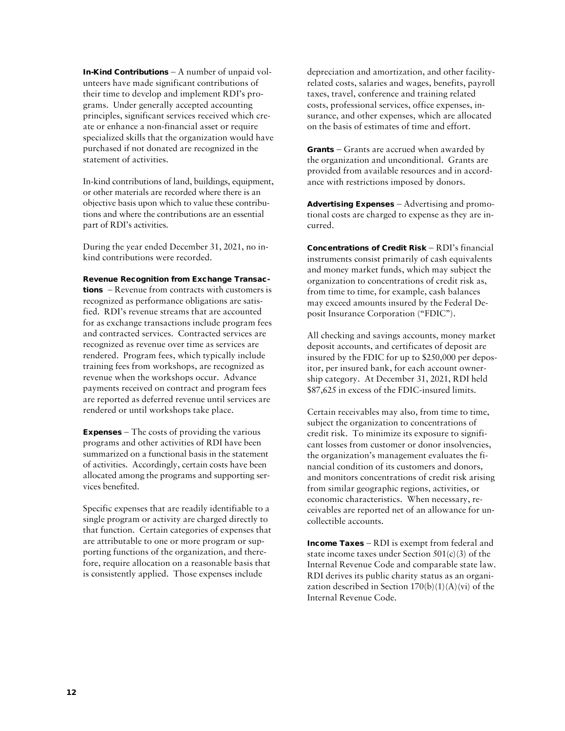**In-Kind Contributions** – A number of unpaid volunteers have made significant contributions of their time to develop and implement RDI's programs. Under generally accepted accounting principles, significant services received which create or enhance a non-financial asset or require specialized skills that the organization would have purchased if not donated are recognized in the statement of activities.

In-kind contributions of land, buildings, equipment, or other materials are recorded where there is an objective basis upon which to value these contributions and where the contributions are an essential part of RDI's activities.

During the year ended December 31, 2021, no in-kind contributions were recorded.

**Revenue Recognition from Exchange Transactions** – Revenue from contracts with customers is recognized as performance obligations are satisfied. RDI's revenue streams that are accounted for as exchange transactions include program fees and contracted services. Contracted services are recognized as revenue over time as services are rendered. Program fees, which typically include training fees from workshops, are recognized as revenue when the workshops occur. Advance payments received on contract and program fees are reported as deferred revenue until services are rendered or until workshops take place.

**Expenses** – The costs of providing the various programs and other activities of RDI have been summarized on a functional basis in the statement of activities. Accordingly, certain costs have been allocated among the programs and supporting services benefited.

Specific expenses that are readily identifiable to a single program or activity are charged directly to that function. Certain categories of expenses that are attributable to one or more program or supporting functions of the organization, and therefore, require allocation on a reasonable basis that is consistently applied. Those expenses include depreciation and amortization, and other facility-related costs, salaries and wages, benefits, payroll taxes, travel, conference and training related costs, professional services, office expenses, insurance, and other expenses, which are allocated on the basis of estimates of time and effort.

**Grants** – Grants are accrued when awarded by the organization and unconditional. Grants are provided from available resources and in accordance with restrictions imposed by donors.

**Advertising Expenses** – Advertising and promotional costs are charged to expense as they are incurred.

**Concentrations of Credit Risk** – RDI's financial instruments consist primarily of cash equivalents and money market funds, which may subject the organization to concentrations of credit risk as, from time to time, for example, cash balances may exceed amounts insured by the Federal Deposit Insurance Corporation ("FDIC").

All checking and savings accounts, money market deposit accounts, and certificates of deposit are insured by the FDIC for up to \$250,000 per depositor, per insured bank, for each account ownership category. At December 31, 2021, RDI held \$87,625 in excess of the FDIC-insured limits.

Certain receivables may also, from time to time, subject the organization to concentrations of credit risk. To minimize its exposure to significant losses from customer or donor insolvencies, the organization's management evaluates the financial condition of its customers and donors, and monitors concentrations of credit risk arising from similar geographic regions, activities, or economic characteristics. When necessary, receivables are reported net of an allowance for uncollectible accounts.

**Income Taxes** – RDI is exempt from federal and state income taxes under Section 501(c)(3) of the Internal Revenue Code and comparable state law. RDI derives its public charity status as an organization described in Section 170(b)(1)(A)(vi) of the Internal Revenue Code.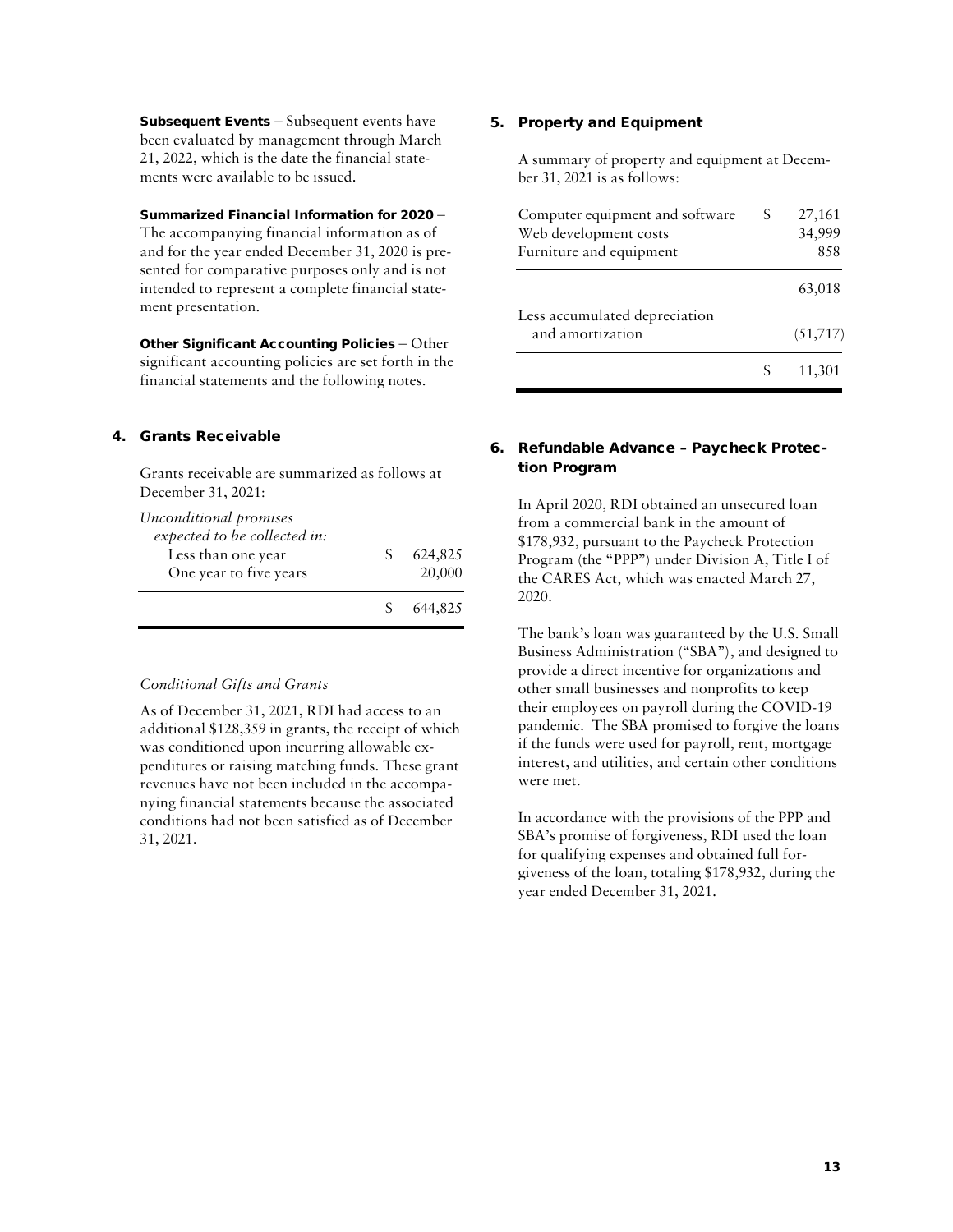**Subsequent Events** – Subsequent events have been evaluated by management through March 21, 2022, which is the date the financial statements were available to be issued.

**Summarized Financial Information for 2020** – The accompanying financial information as of and for the year ended December 31, 2020 is presented for comparative purposes only and is not intended to represent a complete financial statement presentation.

**Other Significant Accounting Policies** – Other significant accounting policies are set forth in the financial statements and the following notes.

## 4. Grants Receivable

Grants receivable are summarized as follows at December 31, 2021:

| | |
|---|---|
| *Unconditional promises expected to be collected in:* | |
| Less than one year | $ 624,825 |
| One year to five years | 20,000 |
| | $ 644,825 |

*Conditional Gifts and Grants*

As of December 31, 2021, RDI had access to an additional $128,359 in grants, the receipt of which was conditioned upon incurring allowable expenditures or raising matching funds. These grant revenues have not been included in the accompanying financial statements because the associated conditions had not been satisfied as of December 31, 2021.

## 5. Property and Equipment

A summary of property and equipment at December 31, 2021 is as follows:

| | |
|---|---|
| Computer equipment and software | $ 27,161 |
| Web development costs | 34,999 |
| Furniture and equipment | 858 |
| | 63,018 |
| Less accumulated depreciation and amortization | (51,717) |
| | $ 11,301 |

## 6. Refundable Advance – Paycheck Protection Program

In April 2020, RDI obtained an unsecured loan from a commercial bank in the amount of $178,932, pursuant to the Paycheck Protection Program (the "PPP") under Division A, Title I of the CARES Act, which was enacted March 27, 2020.

The bank's loan was guaranteed by the U.S. Small Business Administration ("SBA"), and designed to provide a direct incentive for organizations and other small businesses and nonprofits to keep their employees on payroll during the COVID-19 pandemic. The SBA promised to forgive the loans if the funds were used for payroll, rent, mortgage interest, and utilities, and certain other conditions were met.

In accordance with the provisions of the PPP and SBA's promise of forgiveness, RDI used the loan for qualifying expenses and obtained full forgiveness of the loan, totaling $178,932, during the year ended December 31, 2021.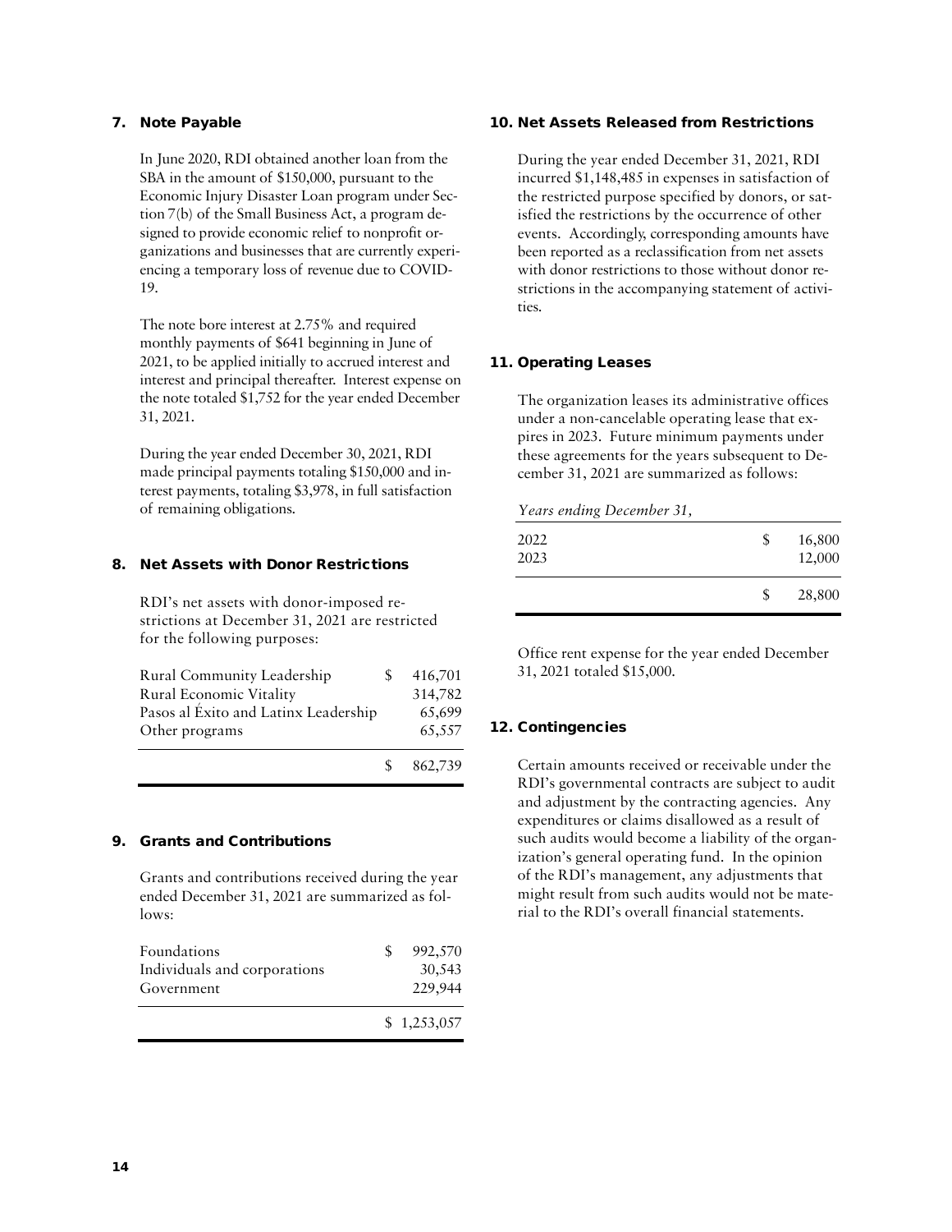## 7. Note Payable

In June 2020, RDI obtained another loan from the SBA in the amount of $150,000, pursuant to the Economic Injury Disaster Loan program under Section 7(b) of the Small Business Act, a program designed to provide economic relief to nonprofit organizations and businesses that are currently experiencing a temporary loss of revenue due to COVID-19.

The note bore interest at 2.75% and required monthly payments of $641 beginning in June of 2021, to be applied initially to accrued interest and interest and principal thereafter. Interest expense on the note totaled $1,752 for the year ended December 31, 2021.

During the year ended December 30, 2021, RDI made principal payments totaling $150,000 and interest payments, totaling $3,978, in full satisfaction of remaining obligations.

## 8. Net Assets with Donor Restrictions

RDI's net assets with donor-imposed restrictions at December 31, 2021 are restricted for the following purposes:

| | |
|---|---|
| Rural Community Leadership | $ 416,701 |
| Rural Economic Vitality | 314,782 |
| Pasos al Éxito and Latinx Leadership | 65,699 |
| Other programs | 65,557 |
| | $ 862,739 |

## 9. Grants and Contributions

Grants and contributions received during the year ended December 31, 2021 are summarized as follows:

| | |
|---|---|
| Foundations | $ 992,570 |
| Individuals and corporations | 30,543 |
| Government | 229,944 |
| | $ 1,253,057 |

## 10. Net Assets Released from Restrictions

During the year ended December 31, 2021, RDI incurred $1,148,485 in expenses in satisfaction of the restricted purpose specified by donors, or satisfied the restrictions by the occurrence of other events. Accordingly, corresponding amounts have been reported as a reclassification from net assets with donor restrictions to those without donor restrictions in the accompanying statement of activities.

## 11. Operating Leases

The organization leases its administrative offices under a non-cancelable operating lease that expires in 2023. Future minimum payments under these agreements for the years subsequent to December 31, 2021 are summarized as follows:

| *Years ending December 31,* | |
|---|---|
| 2022 | $ 16,800 |
| 2023 | 12,000 |
| | $ 28,800 |

Office rent expense for the year ended December 31, 2021 totaled $15,000.

## 12. Contingencies

Certain amounts received or receivable under the RDI's governmental contracts are subject to audit and adjustment by the contracting agencies. Any expenditures or claims disallowed as a result of such audits would become a liability of the organization's general operating fund. In the opinion of the RDI's management, any adjustments that might result from such audits would not be material to the RDI's overall financial statements.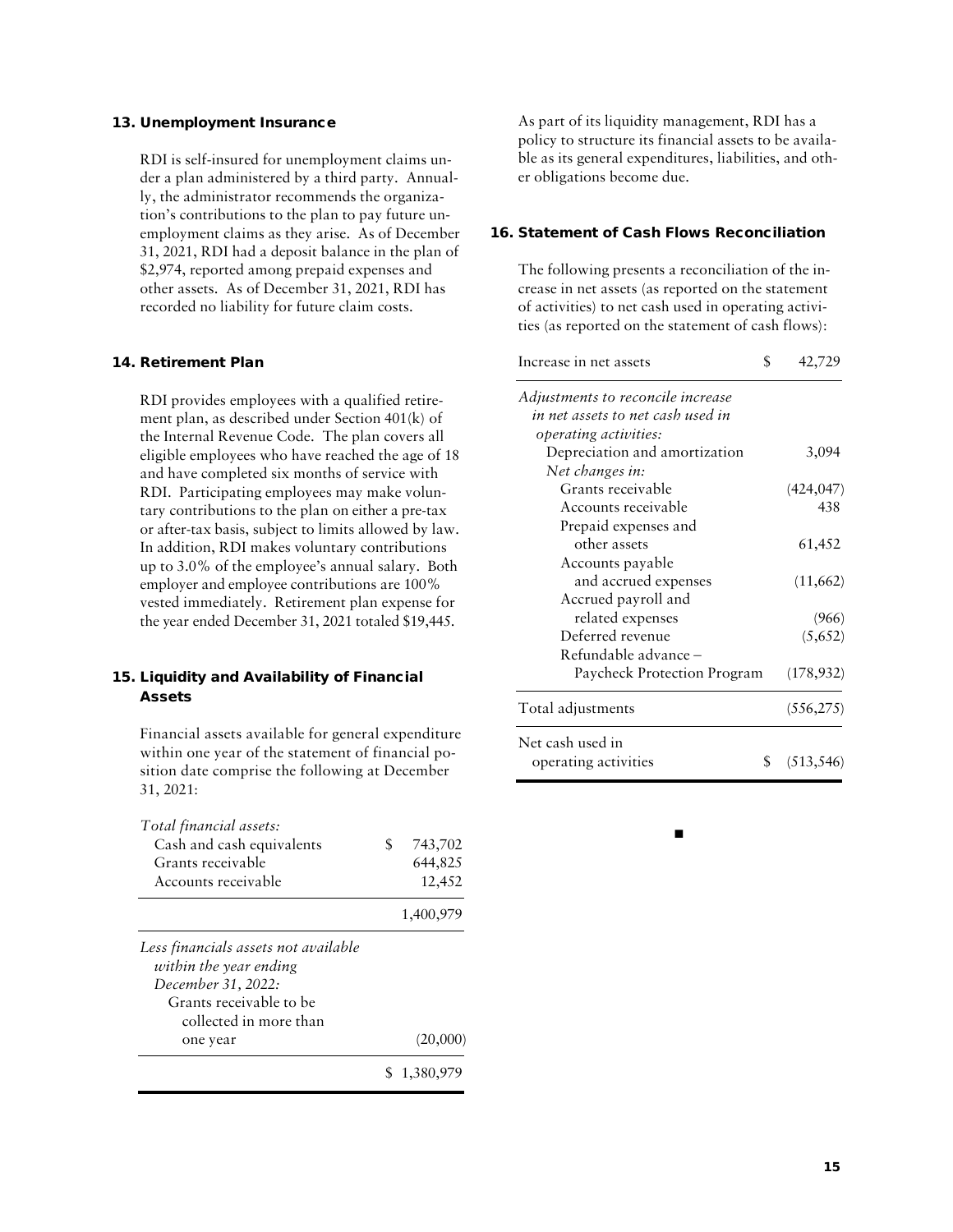## 13. Unemployment Insurance

RDI is self-insured for unemployment claims under a plan administered by a third party. Annually, the administrator recommends the organization's contributions to the plan to pay future unemployment claims as they arise. As of December 31, 2021, RDI had a deposit balance in the plan of $2,974, reported among prepaid expenses and other assets. As of December 31, 2021, RDI has recorded no liability for future claim costs.

## 14. Retirement Plan

RDI provides employees with a qualified retirement plan, as described under Section 401(k) of the Internal Revenue Code. The plan covers all eligible employees who have reached the age of 18 and have completed six months of service with RDI. Participating employees may make voluntary contributions to the plan on either a pre-tax or after-tax basis, subject to limits allowed by law. In addition, RDI makes voluntary contributions up to 3.0% of the employee's annual salary. Both employer and employee contributions are 100% vested immediately. Retirement plan expense for the year ended December 31, 2021 totaled $19,445.

## 15. Liquidity and Availability of Financial Assets

Financial assets available for general expenditure within one year of the statement of financial position date comprise the following at December 31, 2021:

| | |
|---|---|
| *Total financial assets:* | |
| Cash and cash equivalents | $ 743,702 |
| Grants receivable | 644,825 |
| Accounts receivable | 12,452 |
| | 1,400,979 |
| *Less financials assets not available within the year ending December 31, 2022:* | |
| Grants receivable to be collected in more than one year | (20,000) |
| | $ 1,380,979 |

As part of its liquidity management, RDI has a policy to structure its financial assets to be available as its general expenditures, liabilities, and other obligations become due.

## 16. Statement of Cash Flows Reconciliation

The following presents a reconciliation of the increase in net assets (as reported on the statement of activities) to net cash used in operating activities (as reported on the statement of cash flows):

| | |
|---|---|
| Increase in net assets | $ 42,729 |
| *Adjustments to reconcile increase in net assets to net cash used in operating activities:* | |
| Depreciation and amortization | 3,094 |
| *Net changes in:* | |
| Grants receivable | (424,047) |
| Accounts receivable | 438 |
| Prepaid expenses and other assets | 61,452 |
| Accounts payable and accrued expenses | (11,662) |
| Accrued payroll and related expenses | (966) |
| Deferred revenue | (5,652) |
| Refundable advance – Paycheck Protection Program | (178,932) |
| Total adjustments | (556,275) |
| Net cash used in operating activities | $ (513,546) |

■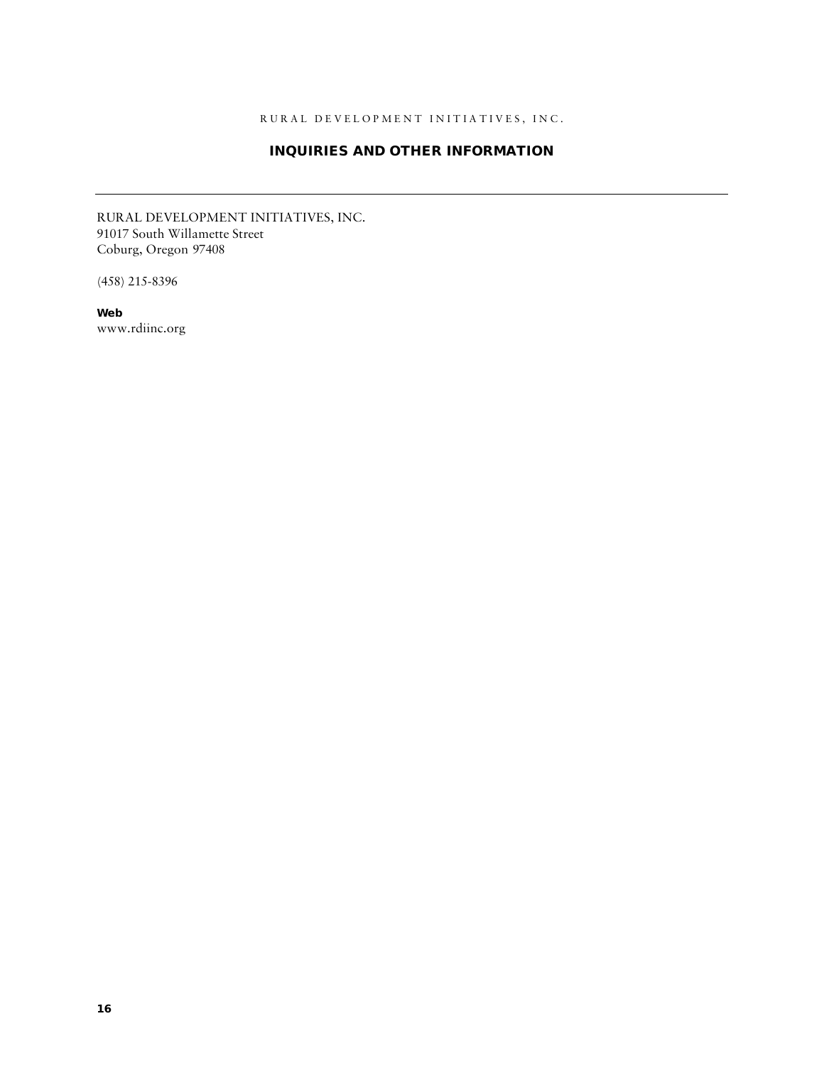## INQUIRIES AND OTHER INFORMATION

RURAL DEVELOPMENT INITIATIVES, INC.
91017 South Willamette Street
Coburg, Oregon 97408

(458) 215-8396

**Web**
www.rdiinc.org